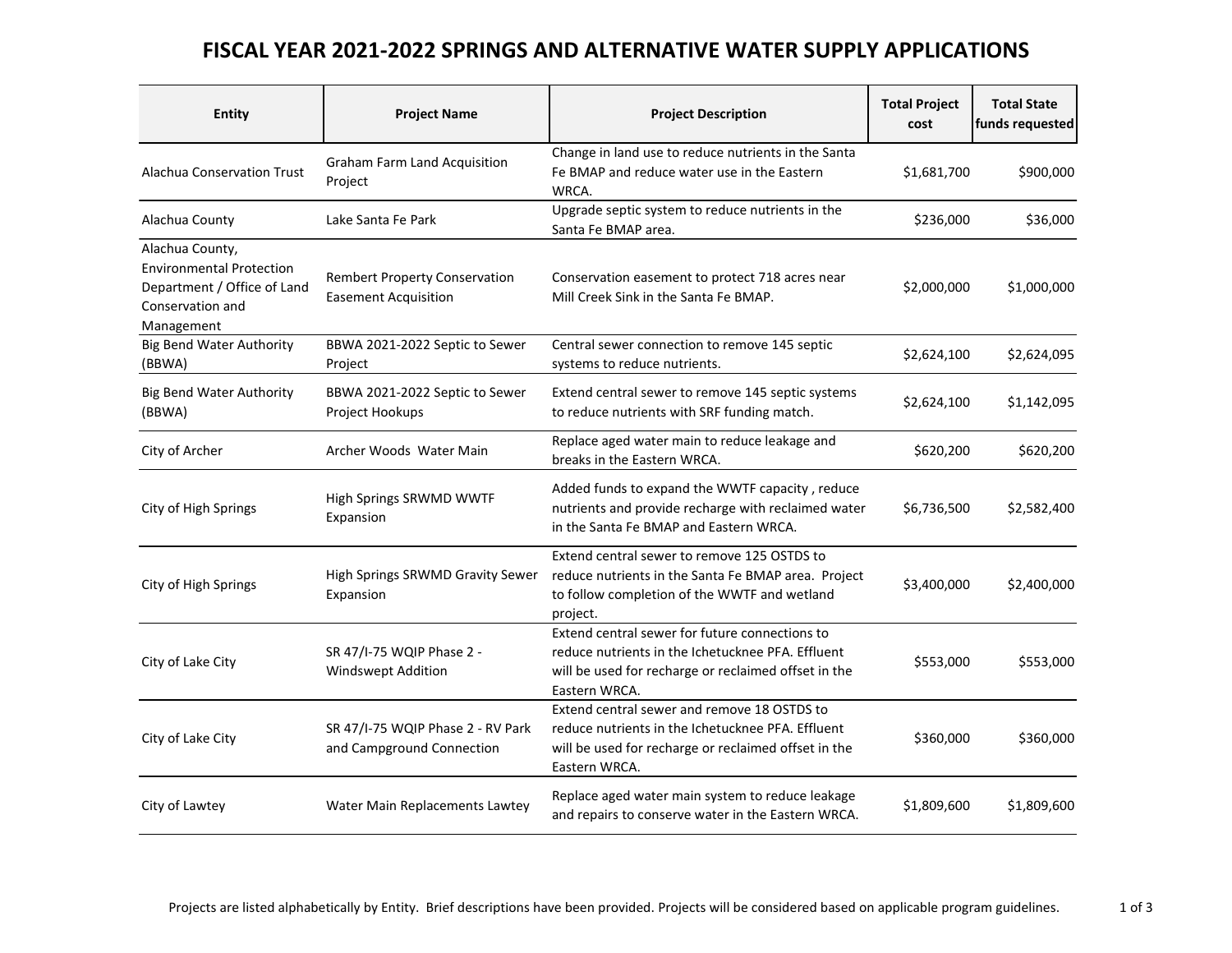# FISCAL YEAR 2021-2022 SPRINGS AND ALTERNATIVE WATER SUPPLY APPLICATIONS

| Entity | Project Name | Project Description | Total Project cost | Total State funds requested |
|---|---|---|---|---|
| Alachua Conservation Trust | Graham Farm Land Acquisition Project | Change in land use to reduce nutrients in the Santa Fe BMAP and reduce water use in the Eastern WRCA. | $1,681,700 | $900,000 |
| Alachua County | Lake Santa Fe Park | Upgrade septic system to reduce nutrients in the Santa Fe BMAP area. | $236,000 | $36,000 |
| Alachua County, Environmental Protection Department / Office of Land Conservation and Management | Rembert Property Conservation Easement Acquisition | Conservation easement to protect 718 acres near Mill Creek Sink in the Santa Fe BMAP. | $2,000,000 | $1,000,000 |
| Big Bend Water Authority (BBWA) | BBWA 2021-2022 Septic to Sewer Project | Central sewer connection to remove 145 septic systems to reduce nutrients. | $2,624,100 | $2,624,095 |
| Big Bend Water Authority (BBWA) | BBWA 2021-2022 Septic to Sewer Project Hookups | Extend central sewer to remove 145 septic systems to reduce nutrients with SRF funding match. | $2,624,100 | $1,142,095 |
| City of Archer | Archer Woods Water Main | Replace aged water main to reduce leakage and breaks in the Eastern WRCA. | $620,200 | $620,200 |
| City of High Springs | High Springs SRWMD WWTF Expansion | Added funds to expand the WWTF capacity , reduce nutrients and provide recharge with reclaimed water in the Santa Fe BMAP and Eastern WRCA. | $6,736,500 | $2,582,400 |
| City of High Springs | High Springs SRWMD Gravity Sewer Expansion | Extend central sewer to remove 125 OSTDS to reduce nutrients in the Santa Fe BMAP area. Project to follow completion of the WWTF and wetland project. | $3,400,000 | $2,400,000 |
| City of Lake City | SR 47/I-75 WQIP Phase 2 - Windswept Addition | Extend central sewer for future connections to reduce nutrients in the Ichetucknee PFA. Effluent will be used for recharge or reclaimed offset in the Eastern WRCA. | $553,000 | $553,000 |
| City of Lake City | SR 47/I-75 WQIP Phase 2 - RV Park and Campground Connection | Extend central sewer and remove 18 OSTDS to reduce nutrients in the Ichetucknee PFA. Effluent will be used for recharge or reclaimed offset in the Eastern WRCA. | $360,000 | $360,000 |
| City of Lawtey | Water Main Replacements Lawtey | Replace aged water main system to reduce leakage and repairs to conserve water in the Eastern WRCA. | $1,809,600 | $1,809,600 |

Projects are listed alphabetically by Entity. Brief descriptions have been provided. Projects will be considered based on applicable program guidelines.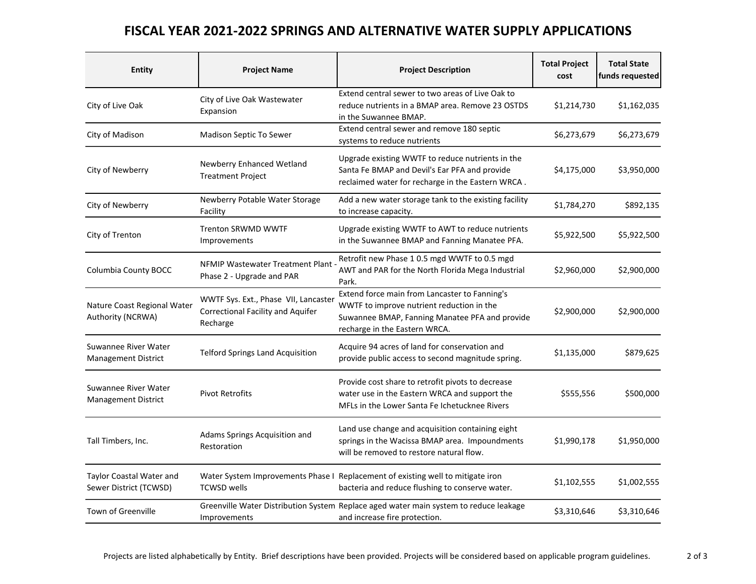# FISCAL YEAR 2021-2022 SPRINGS AND ALTERNATIVE WATER SUPPLY APPLICATIONS

| Entity | Project Name | Project Description | Total Project cost | Total State funds requested |
|---|---|---|---|---|
| City of Live Oak | City of Live Oak Wastewater Expansion | Extend central sewer to two areas of Live Oak to reduce nutrients in a BMAP area. Remove 23 OSTDS in the Suwannee BMAP. | $1,214,730 | $1,162,035 |
| City of Madison | Madison Septic To Sewer | Extend central sewer and remove 180 septic systems to reduce nutrients | $6,273,679 | $6,273,679 |
| City of Newberry | Newberry Enhanced Wetland Treatment Project | Upgrade existing WWTF to reduce nutrients in the Santa Fe BMAP and Devil's Ear PFA and provide reclaimed water for recharge in the Eastern WRCA . | $4,175,000 | $3,950,000 |
| City of Newberry | Newberry Potable Water Storage Facility | Add a new water storage tank to the existing facility to increase capacity. | $1,784,270 | $892,135 |
| City of Trenton | Trenton SRWMD WWTF Improvements | Upgrade existing WWTF to AWT to reduce nutrients in the Suwannee BMAP and Fanning Manatee PFA. | $5,922,500 | $5,922,500 |
| Columbia County BOCC | NFMIP Wastewater Treatment Plant - Phase 2 - Upgrade and PAR | Retrofit new Phase 1 0.5 mgd WWTF to 0.5 mgd AWT and PAR for the North Florida Mega Industrial Park. | $2,960,000 | $2,900,000 |
| Nature Coast Regional Water Authority (NCRWA) | WWTF Sys. Ext., Phase VII, Lancaster Correctional Facility and Aquifer Recharge | Extend force main from Lancaster to Fanning's WWTF to improve nutrient reduction in the Suwannee BMAP, Fanning Manatee PFA and provide recharge in the Eastern WRCA. | $2,900,000 | $2,900,000 |
| Suwannee River Water Management District | Telford Springs Land Acquisition | Acquire 94 acres of land for conservation and provide public access to second magnitude spring. | $1,135,000 | $879,625 |
| Suwannee River Water Management District | Pivot Retrofits | Provide cost share to retrofit pivots to decrease water use in the Eastern WRCA and support the MFLs in the Lower Santa Fe Ichetucknee Rivers | $555,556 | $500,000 |
| Tall Timbers, Inc. | Adams Springs Acquisition and Restoration | Land use change and acquisition containing eight springs in the Wacissa BMAP area. Impoundments will be removed to restore natural flow. | $1,990,178 | $1,950,000 |
| Taylor Coastal Water and Sewer District (TCWSD) | Water System Improvements Phase I TCWSD wells | Replacement of existing well to mitigate iron bacteria and reduce flushing to conserve water. | $1,102,555 | $1,002,555 |
| Town of Greenville | Greenville Water Distribution System Improvements | Replace aged water main system to reduce leakage and increase fire protection. | $3,310,646 | $3,310,646 |

Projects are listed alphabetically by Entity. Brief descriptions have been provided. Projects will be considered based on applicable program guidelines.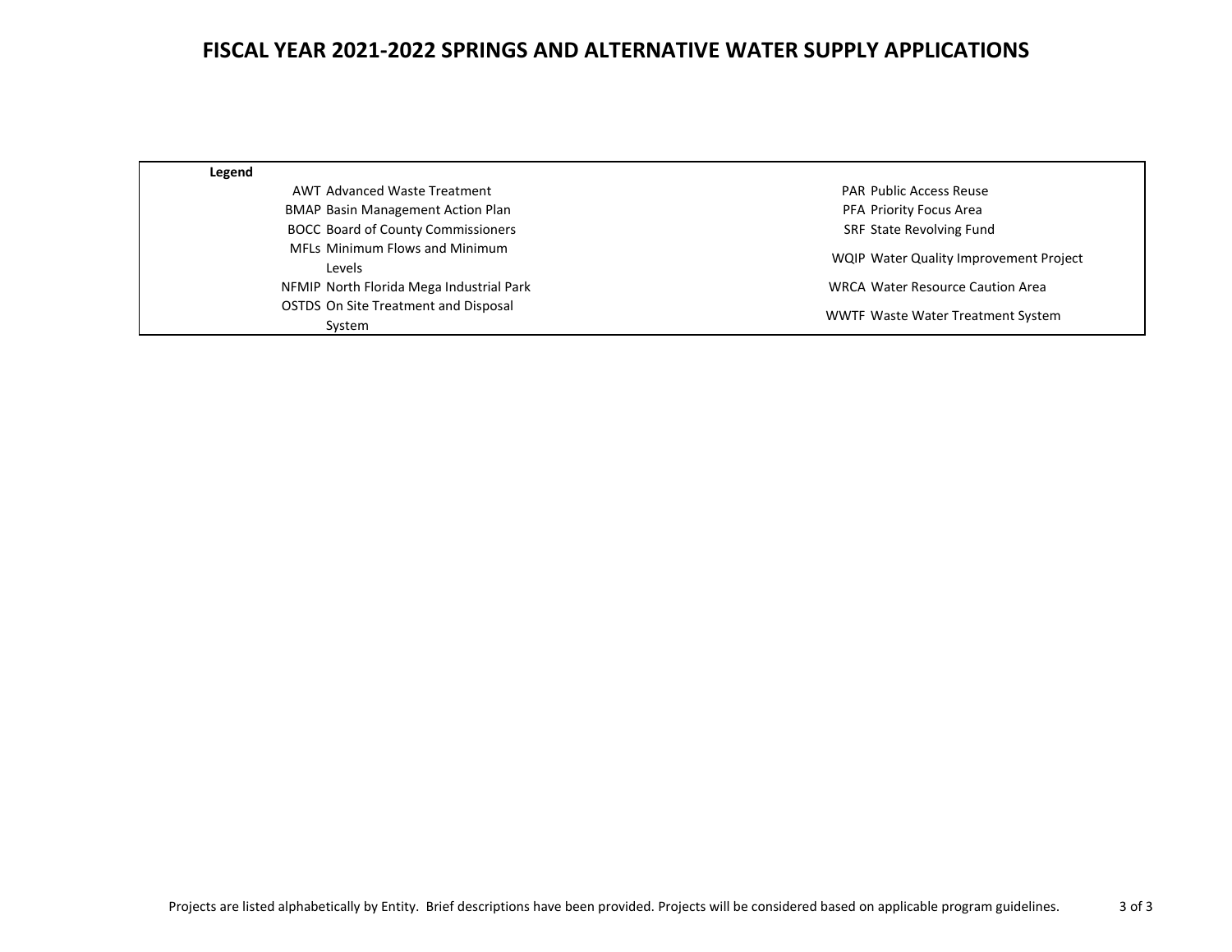# FISCAL YEAR 2021-2022 SPRINGS AND ALTERNATIVE WATER SUPPLY APPLICATIONS

**Legend**

| | | | |
|---|---|---|---|
| AWT | Advanced Waste Treatment | PAR | Public Access Reuse |
| BMAP | Basin Management Action Plan | PFA | Priority Focus Area |
| BOCC | Board of County Commissioners | SRF | State Revolving Fund |
| MFLs | Minimum Flows and Minimum Levels | WQIP | Water Quality Improvement Project |
| NFMIP | North Florida Mega Industrial Park | WRCA | Water Resource Caution Area |
| OSTDS | On Site Treatment and Disposal System | WWTF | Waste Water Treatment System |

Projects are listed alphabetically by Entity. Brief descriptions have been provided. Projects will be considered based on applicable program guidelines.